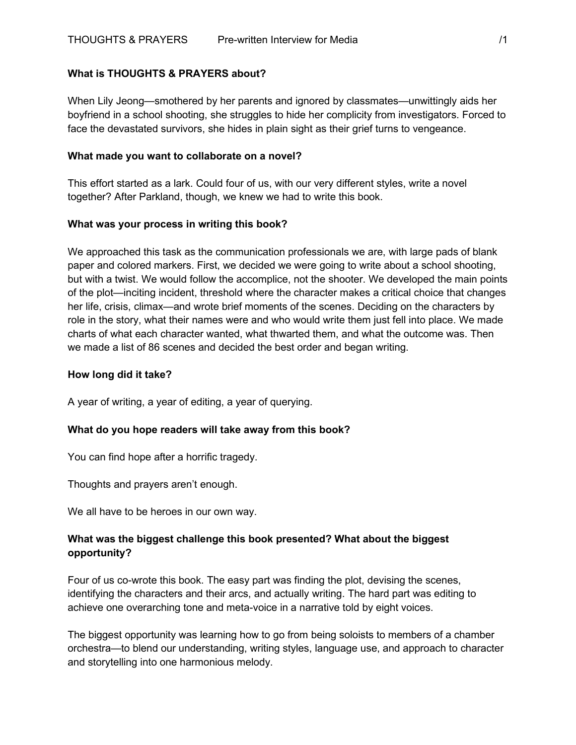**What is THOUGHTS & PRAYERS about?**

When Lily Jeong—smothered by her parents and ignored by classmates—unwittingly aids her boyfriend in a school shooting, she struggles to hide her complicity from investigators. Forced to face the devastated survivors, she hides in plain sight as their grief turns to vengeance.

**What made you want to collaborate on a novel?**

This effort started as a lark. Could four of us, with our very different styles, write a novel together? After Parkland, though, we knew we had to write this book.

**What was your process in writing this book?**

We approached this task as the communication professionals we are, with large pads of blank paper and colored markers. First, we decided we were going to write about a school shooting, but with a twist. We would follow the accomplice, not the shooter. We developed the main points of the plot—inciting incident, threshold where the character makes a critical choice that changes her life, crisis, climax—and wrote brief moments of the scenes. Deciding on the characters by role in the story, what their names were and who would write them just fell into place. We made charts of what each character wanted, what thwarted them, and what the outcome was. Then we made a list of 86 scenes and decided the best order and began writing.

**How long did it take?**

A year of writing, a year of editing, a year of querying.

**What do you hope readers will take away from this book?**

You can find hope after a horrific tragedy.

Thoughts and prayers aren't enough.

We all have to be heroes in our own way.

**What was the biggest challenge this book presented? What about the biggest opportunity?**

Four of us co-wrote this book. The easy part was finding the plot, devising the scenes, identifying the characters and their arcs, and actually writing. The hard part was editing to achieve one overarching tone and meta-voice in a narrative told by eight voices.

The biggest opportunity was learning how to go from being soloists to members of a chamber orchestra—to blend our understanding, writing styles, language use, and approach to character and storytelling into one harmonious melody.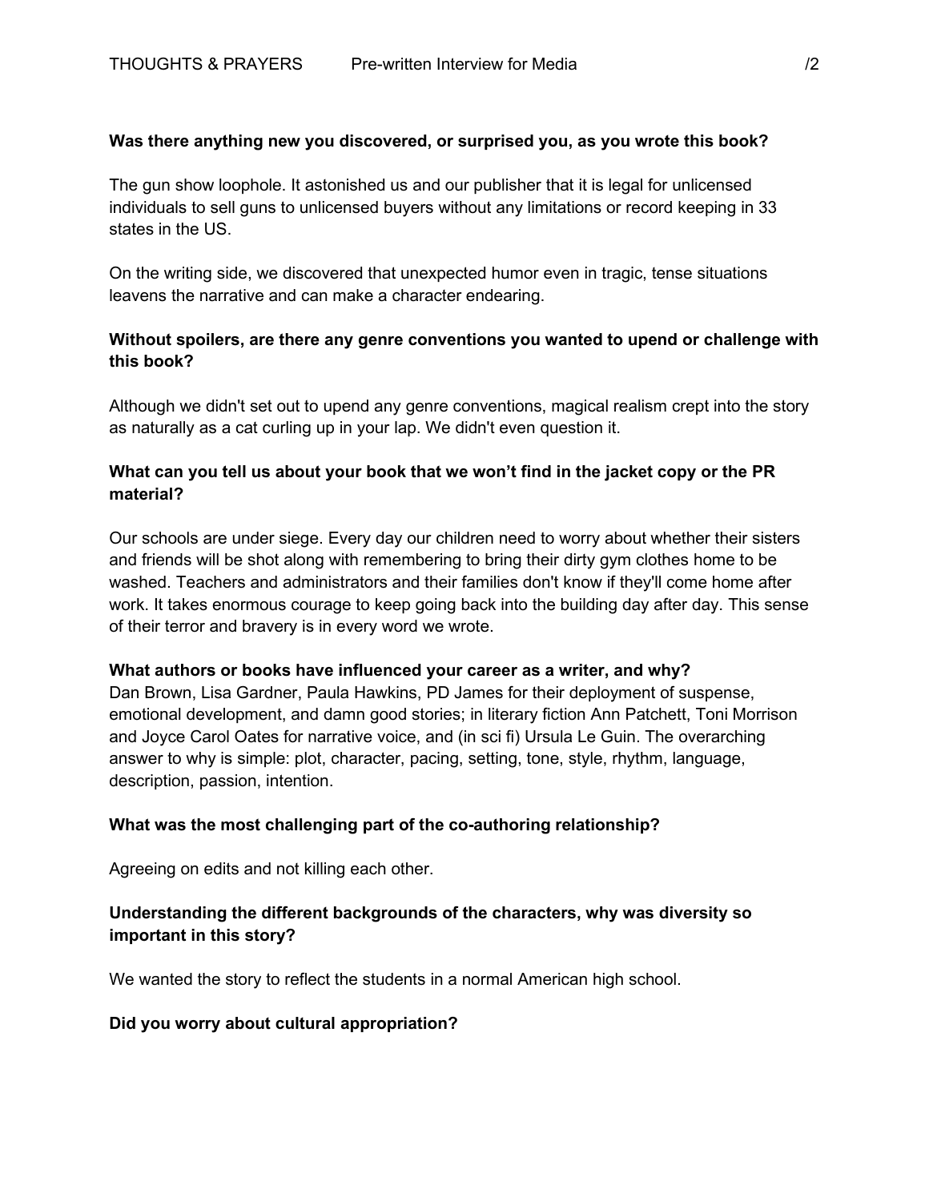**Was there anything new you discovered, or surprised you, as you wrote this book?**

The gun show loophole. It astonished us and our publisher that it is legal for unlicensed individuals to sell guns to unlicensed buyers without any limitations or record keeping in 33 states in the US.

On the writing side, we discovered that unexpected humor even in tragic, tense situations leavens the narrative and can make a character endearing.

**Without spoilers, are there any genre conventions you wanted to upend or challenge with this book?**

Although we didn't set out to upend any genre conventions, magical realism crept into the story as naturally as a cat curling up in your lap. We didn't even question it.

**What can you tell us about your book that we won't find in the jacket copy or the PR material?**

Our schools are under siege. Every day our children need to worry about whether their sisters and friends will be shot along with remembering to bring their dirty gym clothes home to be washed. Teachers and administrators and their families don't know if they'll come home after work. It takes enormous courage to keep going back into the building day after day. This sense of their terror and bravery is in every word we wrote.

**What authors or books have influenced your career as a writer, and why?**
Dan Brown, Lisa Gardner, Paula Hawkins, PD James for their deployment of suspense, emotional development, and damn good stories; in literary fiction Ann Patchett, Toni Morrison and Joyce Carol Oates for narrative voice, and (in sci fi) Ursula Le Guin. The overarching answer to why is simple: plot, character, pacing, setting, tone, style, rhythm, language, description, passion, intention.

**What was the most challenging part of the co-authoring relationship?**

Agreeing on edits and not killing each other.

**Understanding the different backgrounds of the characters, why was diversity so important in this story?**

We wanted the story to reflect the students in a normal American high school.

**Did you worry about cultural appropriation?**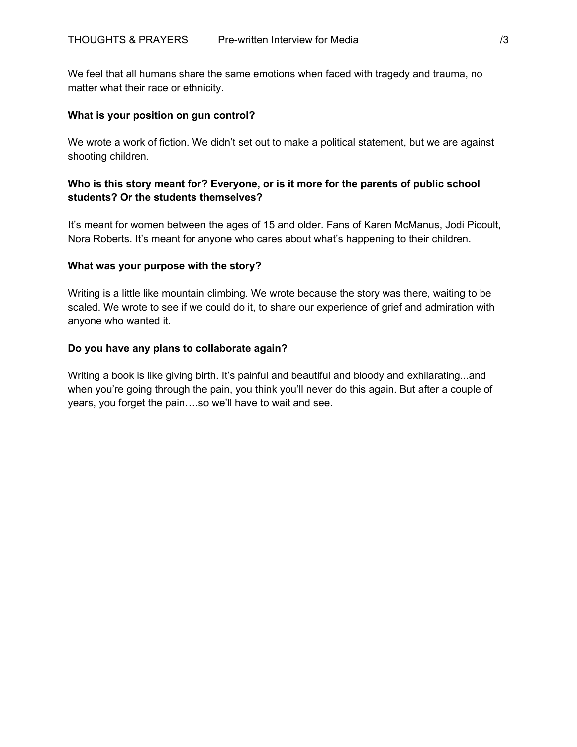We feel that all humans share the same emotions when faced with tragedy and trauma, no matter what their race or ethnicity.

**What is your position on gun control?**

We wrote a work of fiction. We didn't set out to make a political statement, but we are against shooting children.

**Who is this story meant for? Everyone, or is it more for the parents of public school students? Or the students themselves?**

It's meant for women between the ages of 15 and older. Fans of Karen McManus, Jodi Picoult, Nora Roberts. It's meant for anyone who cares about what's happening to their children.

**What was your purpose with the story?**

Writing is a little like mountain climbing. We wrote because the story was there, waiting to be scaled. We wrote to see if we could do it, to share our experience of grief and admiration with anyone who wanted it.

**Do you have any plans to collaborate again?**

Writing a book is like giving birth. It's painful and beautiful and bloody and exhilarating...and when you're going through the pain, you think you'll never do this again. But after a couple of years, you forget the pain….so we'll have to wait and see.